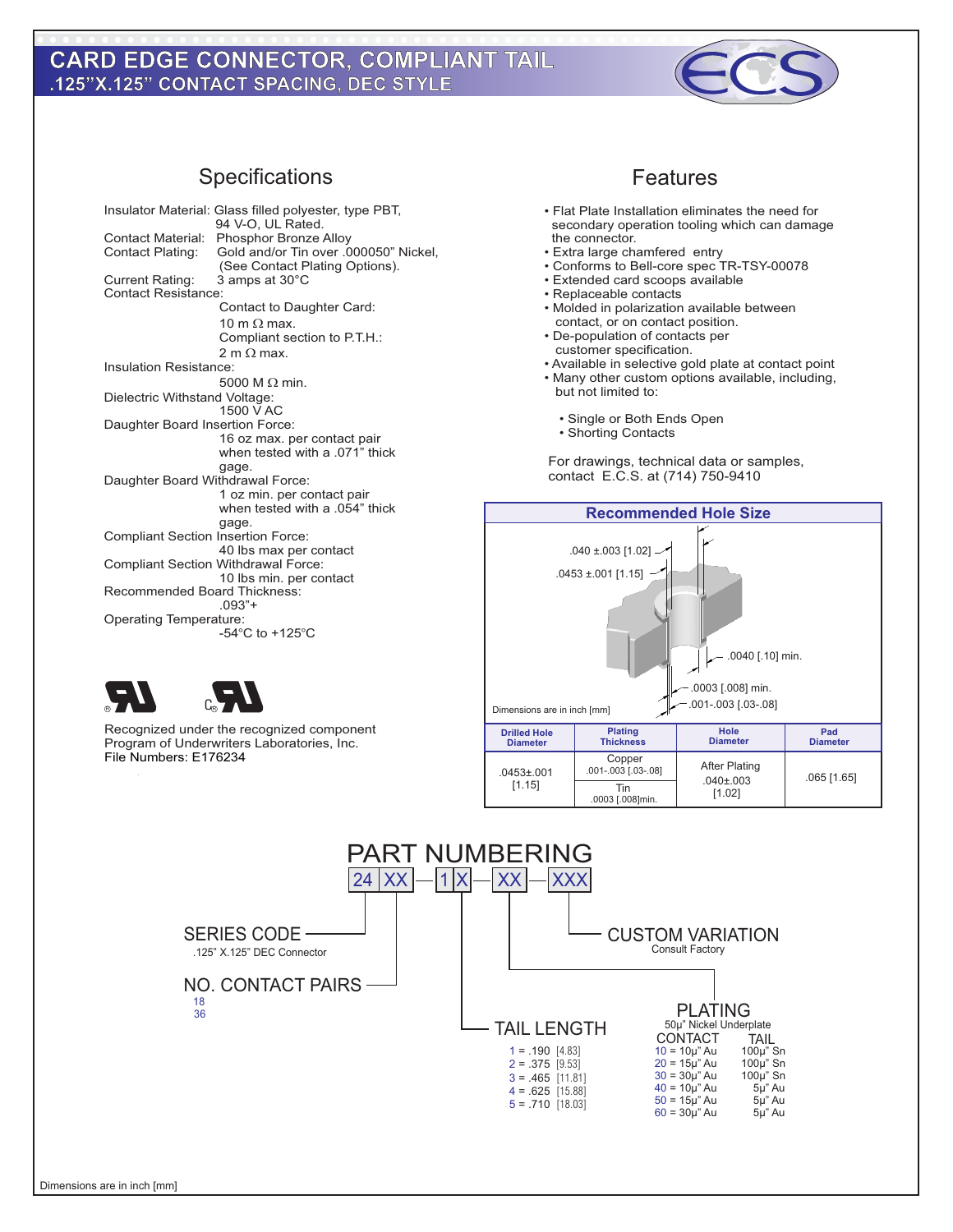# CARD EDGE CONNECTOR, COMPLIANT TAIL
## .125"X.125" CONTACT SPACING, DEC STYLE

## Specifications

Insulator Material: Glass filled polyester, type PBT, 94 V-O, UL Rated.
Contact Material: Phosphor Bronze Alloy
Contact Plating: Gold and/or Tin over .000050" Nickel, (See Contact Plating Options).
Current Rating: 3 amps at 30°C
Contact Resistance:
Contact to Daughter Card: 10 m Ω max.
Compliant section to P.T.H.: 2 m Ω max.
Insulation Resistance:
5000 M Ω min.
Dielectric Withstand Voltage:
1500 V AC
Daughter Board Insertion Force:
16 oz max. per contact pair when tested with a .071" thick gage.
Daughter Board Withdrawal Force:
1 oz min. per contact pair when tested with a .054" thick gage.
Compliant Section Insertion Force:
40 lbs max per contact
Compliant Section Withdrawal Force:
10 lbs min. per contact
Recommended Board Thickness:
.093"+
Operating Temperature:
-54°C to +125°C

Recognized under the recognized component Program of Underwriters Laboratories, Inc.
File Numbers: E176234

## Features

- Flat Plate Installation eliminates the need for secondary operation tooling which can damage the connector.
- Extra large chamfered entry
- Conforms to Bell-core spec TR-TSY-00078
- Extended card scoops available
- Replaceable contacts
- Molded in polarization available between contact, or on contact position.
- De-population of contacts per customer specification.
- Available in selective gold plate at contact point
- Many other custom options available, including, but not limited to:
  - Single or Both Ends Open
  - Shorting Contacts

For drawings, technical data or samples, contact E.C.S. at (714) 750-9410

### Recommended Hole Size

.040 ±.003 [1.02]
.0453 ±.001 [1.15]
.0040 [.10] min.
.0003 [.008] min.
.001-.003 [.03-.08]

Dimensions are in inch [mm]

| Drilled Hole Diameter | Plating Thickness | Hole Diameter | Pad Diameter |
|---|---|---|---|
| .0453±.001 [1.15] | Copper .001-.003 [.03-.08] | After Plating .040±.003 [1.02] | .065 [1.65] |
| | Tin .0003 [.008]min. | | |

## PART NUMBERING

24 XX — 1 X — XX — XXX

**SERIES CODE**
.125" X.125" DEC Connector

**NO. CONTACT PAIRS**
18
36

**TAIL LENGTH**
1 = .190 [4.83]
2 = .375 [9.53]
3 = .465 [11.81]
4 = .625 [15.88]
5 = .710 [18.03]

**PLATING**
50µ" Nickel Underplate

| | CONTACT | TAIL |
|---|---|---|
| 10 | 10µ" Au | 100µ" Sn |
| 20 | 15µ" Au | 100µ" Sn |
| 30 | 30µ" Au | 100µ" Sn |
| 40 | 10µ" Au | 5µ" Au |
| 50 | 15µ" Au | 5µ" Au |
| 60 | 30µ" Au | 5µ" Au |

**CUSTOM VARIATION**
Consult Factory

Dimensions are in inch [mm]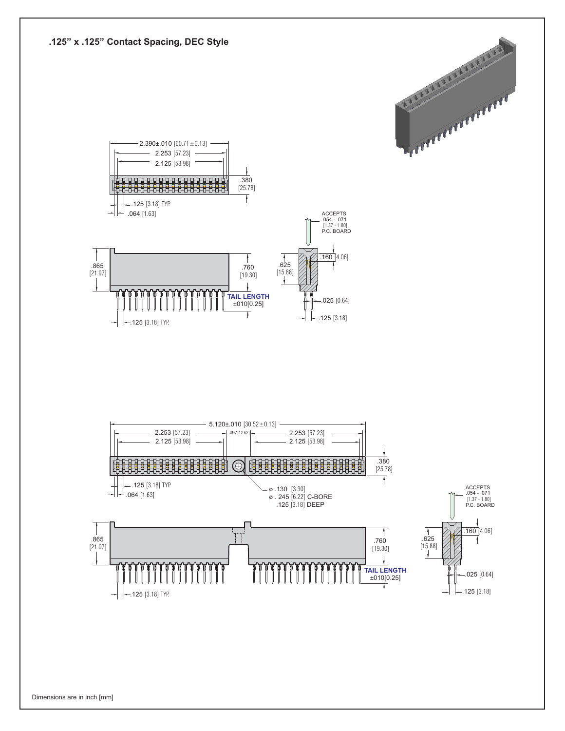## .125” x .125” Contact Spacing, DEC Style

2.390±.010 [60.71±0.13]

2.253 [57.23]

2.125 [53.98]

.380 [25.78]

.125 [3.18] TYP.

.064 [1.63]

ACCEPTS .054 - .071 [1.37 - 1.80] P.C. BOARD

.865 [21.97]

.760 [19.30]

.625 [15.88]

.160 [4.06]

TAIL LENGTH ±010[0.25]

.025 [0.64]

.125 [3.18] TYP.

.125 [3.18]

5.120±.010 [30.52±0.13]

2.253 [57.23]

.497[12.62]

2.253 [57.23]

2.125 [53.98]

2.125 [53.98]

.380 [25.78]

.125 [3.18] TYP.

.064 [1.63]

ø .130 [3.30]
ø .245 [6.22] C-BORE
.125 [3.18] DEEP

ACCEPTS .054 - .071 [1.37 - 1.80] P.C. BOARD

.865 [21.97]

.760 [19.30]

.625 [15.88]

.160 [4.06]

TAIL LENGTH ±010[0.25]

.025 [0.64]

.125 [3.18] TYP.

.125 [3.18]

Dimensions are in inch [mm]